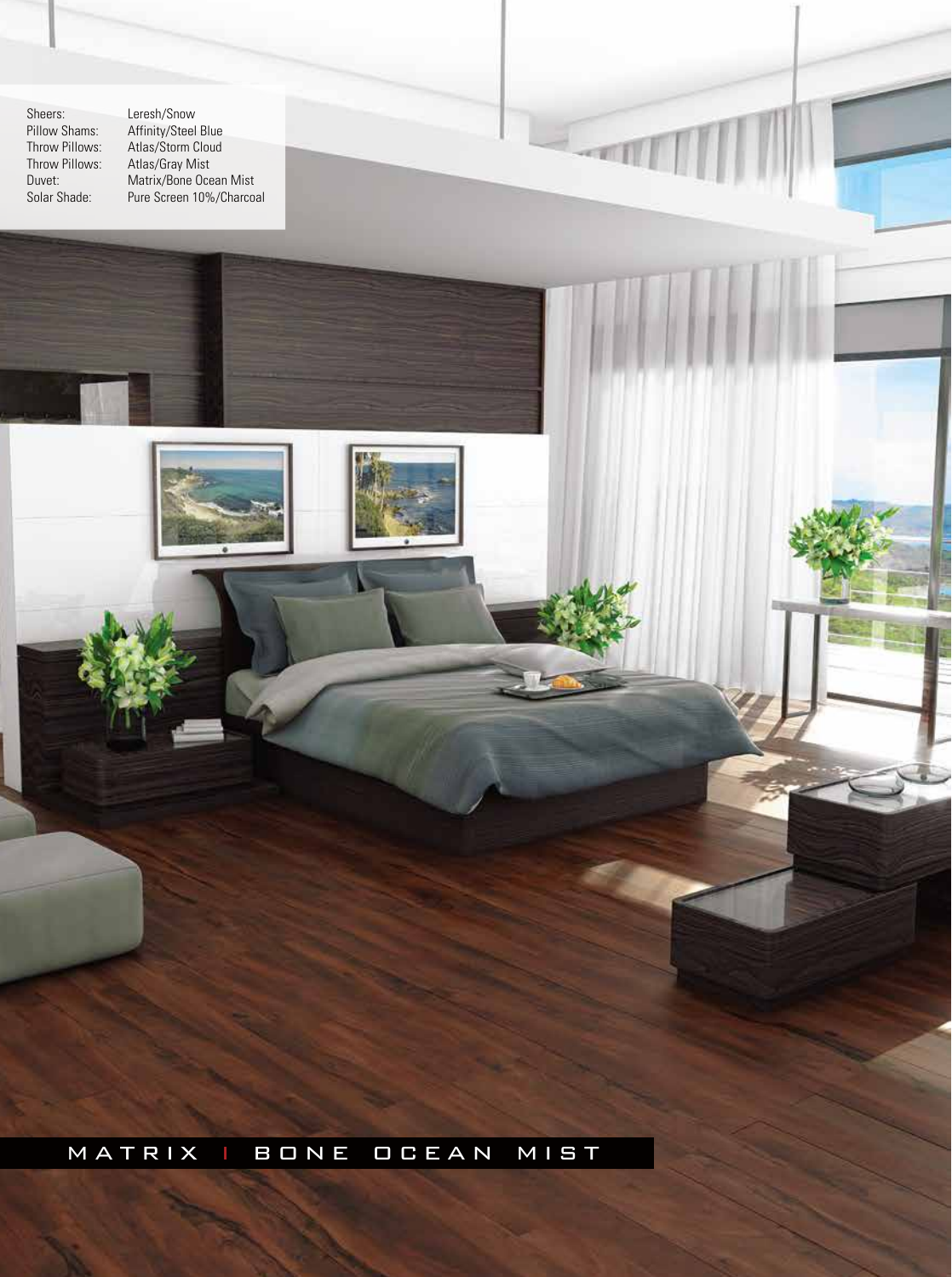| | |
|---|---|
| Sheers: | Leresh/Snow |
| Pillow Shams: | Affinity/Steel Blue |
| Throw Pillows: | Atlas/Storm Cloud |
| Throw Pillows: | Atlas/Gray Mist |
| Duvet: | Matrix/Bone Ocean Mist |
| Solar Shade: | Pure Screen 10%/Charcoal |

# MATRIX | BONE OCEAN MIST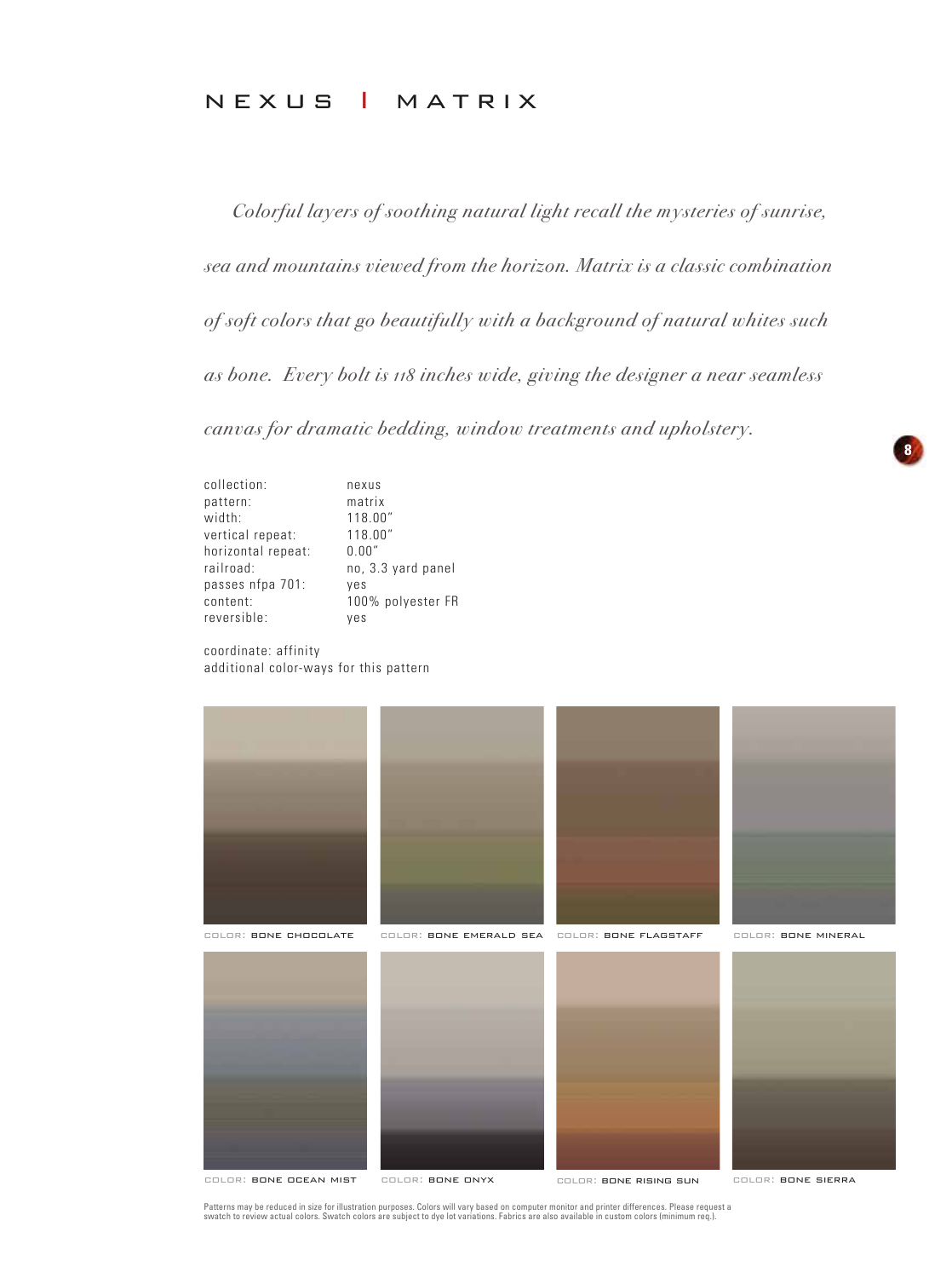# NEXUS | MATRIX

*Colorful layers of soothing natural light recall the mysteries of sunrise, sea and mountains viewed from the horizon. Matrix is a classic combination of soft colors that go beautifully with a background of natural whites such as bone. Every bolt is 118 inches wide, giving the designer a near seamless canvas for dramatic bedding, window treatments and upholstery.*

| | |
|---|---|
| collection: | nexus |
| pattern: | matrix |
| width: | 118.00" |
| vertical repeat: | 118.00" |
| horizontal repeat: | 0.00" |
| railroad: | no, 3.3 yard panel |
| passes nfpa 701: | yes |
| content: | 100% polyester FR |
| reversible: | yes |

coordinate: affinity

additional color-ways for this pattern

COLOR: BONE CHOCOLATE

COLOR: BONE EMERALD SEA

COLOR: BONE FLAGSTAFF

COLOR: BONE MINERAL

COLOR: BONE OCEAN MIST

COLOR: BONE ONYX

COLOR: BONE RISING SUN

COLOR: BONE SIERRA

Patterns may be reduced in size for illustration purposes. Colors will vary based on computer monitor and printer differences. Please request a swatch to review actual colors. Swatch colors are subject to dye lot variations. Fabrics are also available in custom colors (minimum req.).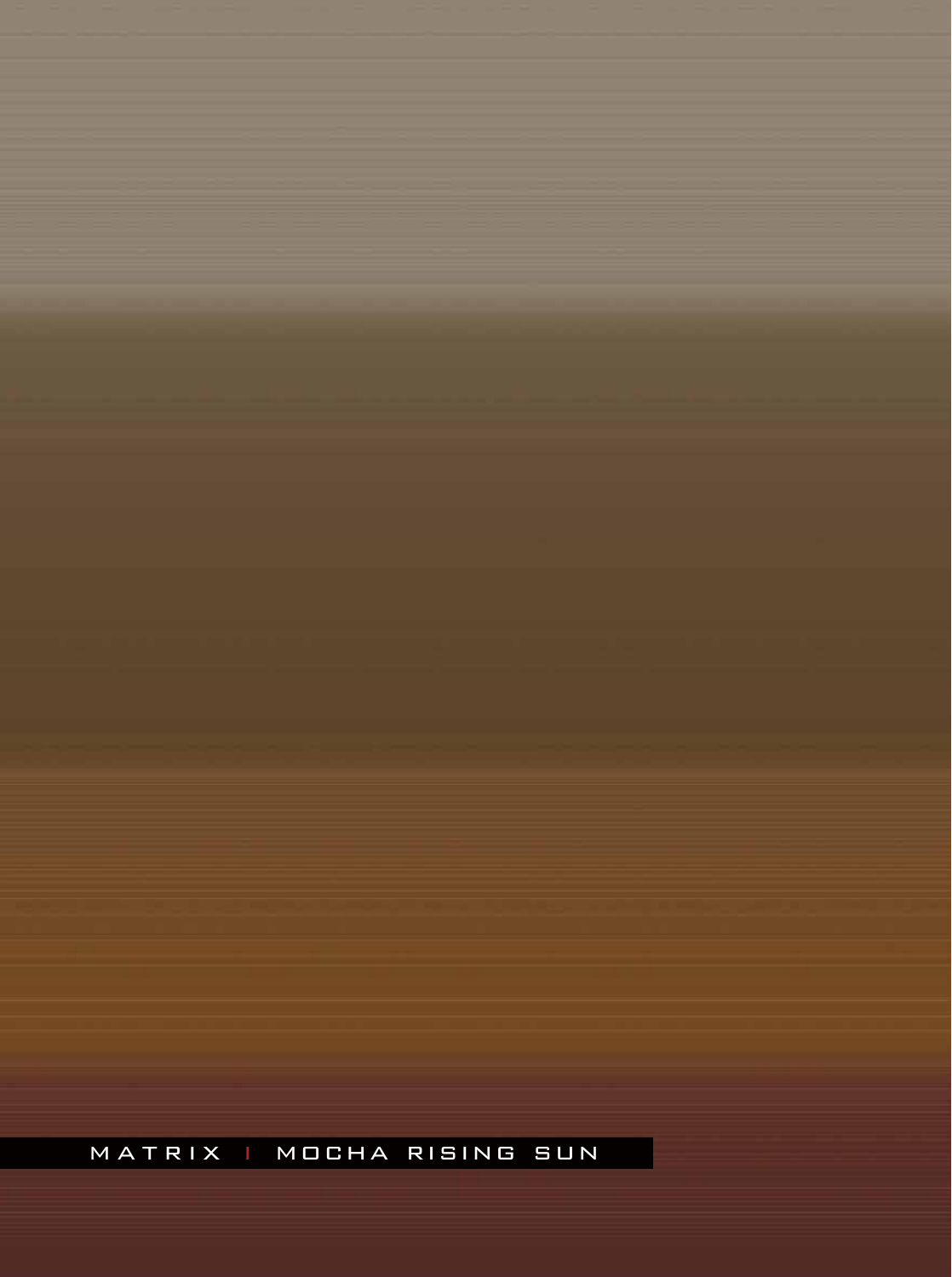MATRIX | MOCHA RISING SUN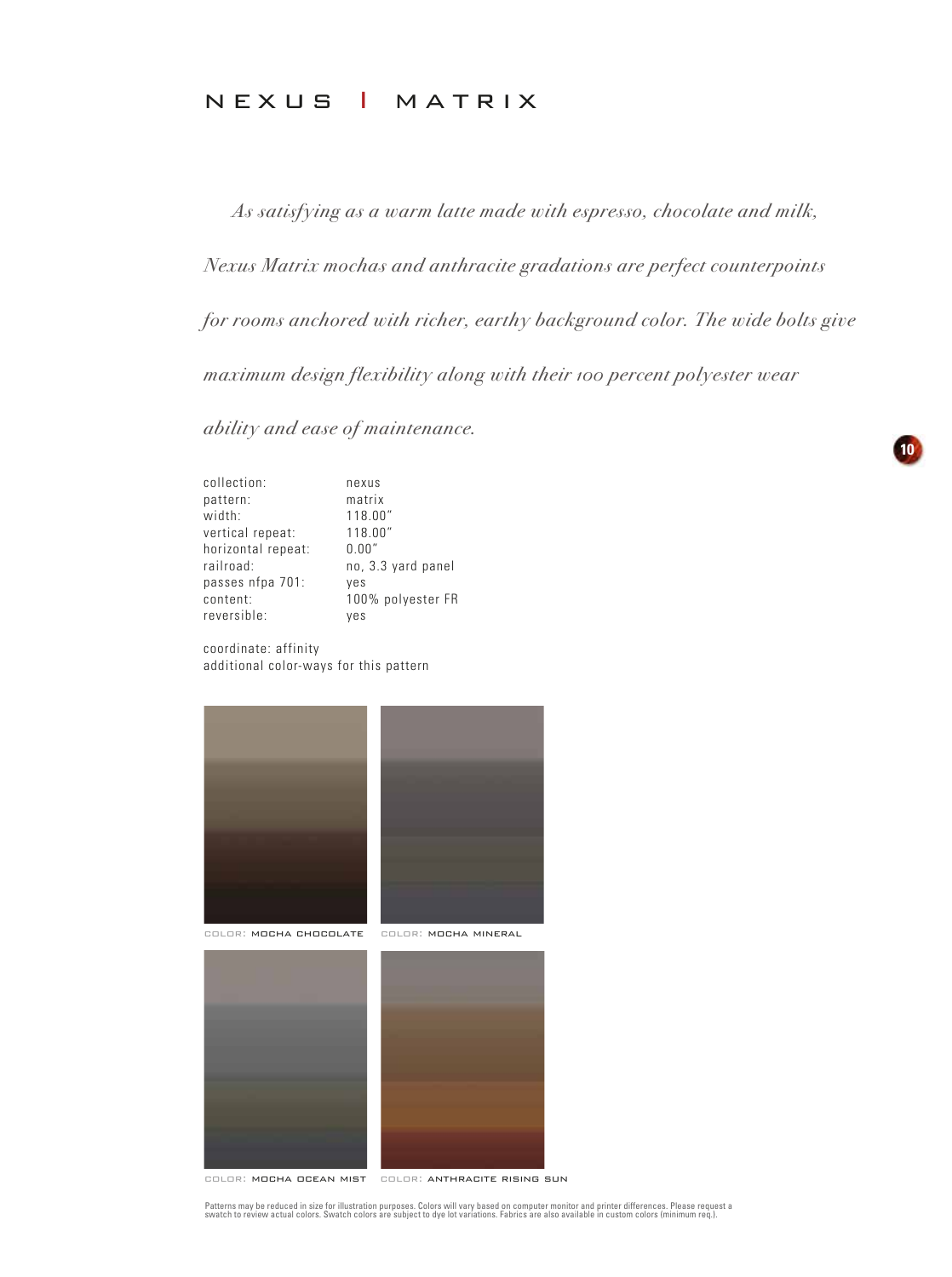# NEXUS | MATRIX

*As satisfying as a warm latte made with espresso, chocolate and milk, Nexus Matrix mochas and anthracite gradations are perfect counterpoints for rooms anchored with richer, earthy background color. The wide bolts give maximum design flexibility along with their 100 percent polyester wear ability and ease of maintenance.*

| | |
|---|---|
| collection: | nexus |
| pattern: | matrix |
| width: | 118.00" |
| vertical repeat: | 118.00" |
| horizontal repeat: | 0.00" |
| railroad: | no, 3.3 yard panel |
| passes nfpa 701: | yes |
| content: | 100% polyester FR |
| reversible: | yes |

coordinate: affinity
additional color-ways for this pattern

COLOR: MOCHA CHOCOLATE

COLOR: MOCHA MINERAL

COLOR: MOCHA OCEAN MIST

COLOR: ANTHRACITE RISING SUN

Patterns may be reduced in size for illustration purposes. Colors will vary based on computer monitor and printer differences. Please request a swatch to review actual colors. Swatch colors are subject to dye lot variations. Fabrics are also available in custom colors (minimum req.).